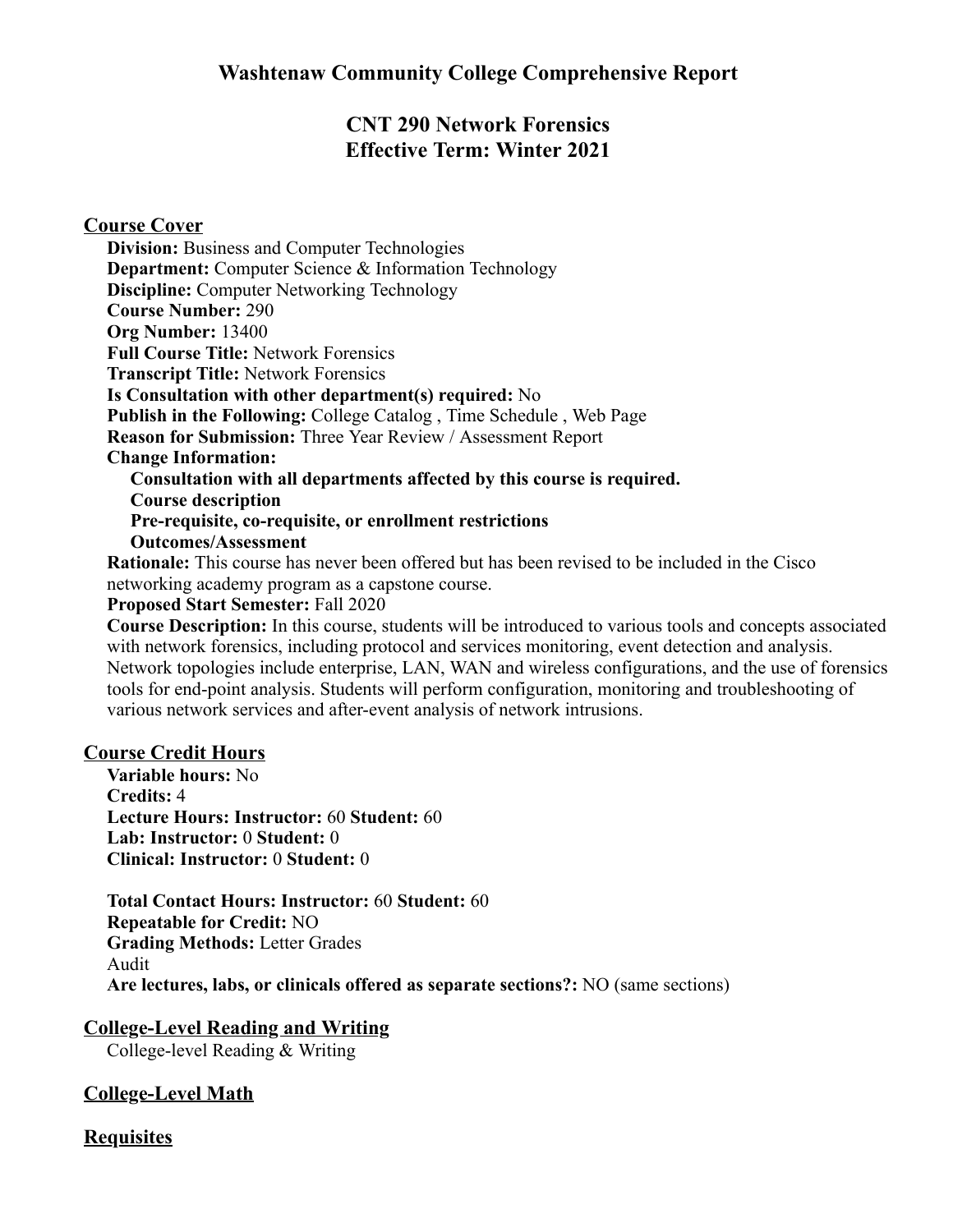# Washtenaw Community College Comprehensive Report

## CNT 290 Network Forensics
## Effective Term: Winter 2021

### Course Cover

**Division:** Business and Computer Technologies
**Department:** Computer Science & Information Technology
**Discipline:** Computer Networking Technology
**Course Number:** 290
**Org Number:** 13400
**Full Course Title:** Network Forensics
**Transcript Title:** Network Forensics
**Is Consultation with other department(s) required:** No
**Publish in the Following:** College Catalog , Time Schedule , Web Page
**Reason for Submission:** Three Year Review / Assessment Report
**Change Information:**

- **Consultation with all departments affected by this course is required.**
- **Course description**
- **Pre-requisite, co-requisite, or enrollment restrictions**
- **Outcomes/Assessment**

**Rationale:** This course has never been offered but has been revised to be included in the Cisco networking academy program as a capstone course.
**Proposed Start Semester:** Fall 2020
**Course Description:** In this course, students will be introduced to various tools and concepts associated with network forensics, including protocol and services monitoring, event detection and analysis. Network topologies include enterprise, LAN, WAN and wireless configurations, and the use of forensics tools for end-point analysis. Students will perform configuration, monitoring and troubleshooting of various network services and after-event analysis of network intrusions.

### Course Credit Hours

**Variable hours:** No
**Credits:** 4
**Lecture Hours: Instructor:** 60 **Student:** 60
**Lab: Instructor:** 0 **Student:** 0
**Clinical: Instructor:** 0 **Student:** 0

**Total Contact Hours: Instructor:** 60 **Student:** 60
**Repeatable for Credit:** NO
**Grading Methods:** Letter Grades
Audit
**Are lectures, labs, or clinicals offered as separate sections?:** NO (same sections)

### College-Level Reading and Writing

College-level Reading & Writing

### College-Level Math

### Requisites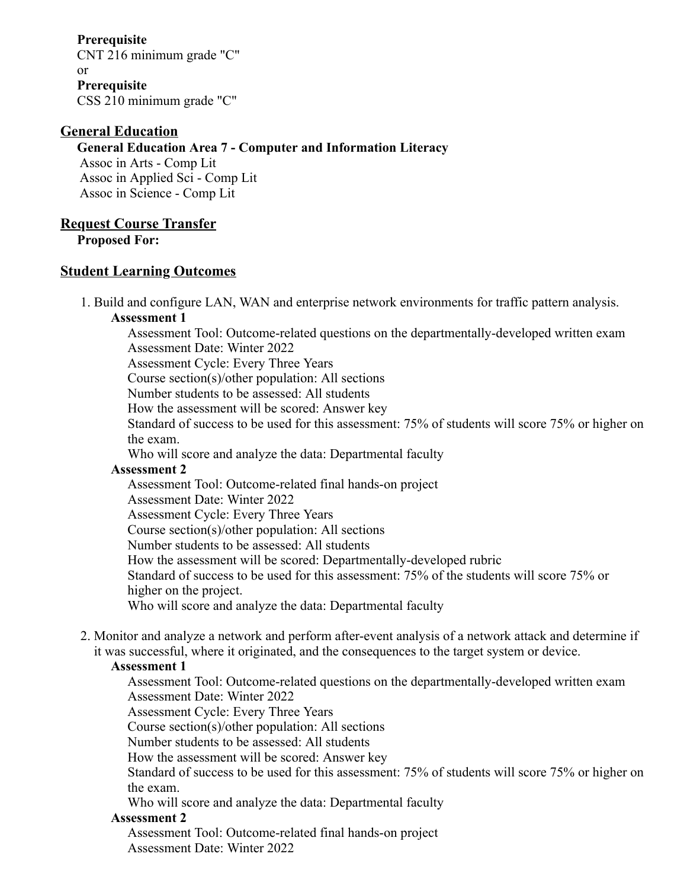**Prerequisite**
CNT 216 minimum grade "C"
or
**Prerequisite**
CSS 210 minimum grade "C"

## General Education

**General Education Area 7 - Computer and Information Literacy**
Assoc in Arts - Comp Lit
Assoc in Applied Sci - Comp Lit
Assoc in Science - Comp Lit

## Request Course Transfer

**Proposed For:**

## Student Learning Outcomes

1. Build and configure LAN, WAN and enterprise network environments for traffic pattern analysis.
   **Assessment 1**
   Assessment Tool: Outcome-related questions on the departmentally-developed written exam
   Assessment Date: Winter 2022
   Assessment Cycle: Every Three Years
   Course section(s)/other population: All sections
   Number students to be assessed: All students
   How the assessment will be scored: Answer key
   Standard of success to be used for this assessment: 75% of students will score 75% or higher on the exam.
   Who will score and analyze the data: Departmental faculty
   **Assessment 2**
   Assessment Tool: Outcome-related final hands-on project
   Assessment Date: Winter 2022
   Assessment Cycle: Every Three Years
   Course section(s)/other population: All sections
   Number students to be assessed: All students
   How the assessment will be scored: Departmentally-developed rubric
   Standard of success to be used for this assessment: 75% of the students will score 75% or higher on the project.
   Who will score and analyze the data: Departmental faculty

2. Monitor and analyze a network and perform after-event analysis of a network attack and determine if it was successful, where it originated, and the consequences to the target system or device.
   **Assessment 1**
   Assessment Tool: Outcome-related questions on the departmentally-developed written exam
   Assessment Date: Winter 2022
   Assessment Cycle: Every Three Years
   Course section(s)/other population: All sections
   Number students to be assessed: All students
   How the assessment will be scored: Answer key
   Standard of success to be used for this assessment: 75% of students will score 75% or higher on the exam.
   Who will score and analyze the data: Departmental faculty
   **Assessment 2**
   Assessment Tool: Outcome-related final hands-on project
   Assessment Date: Winter 2022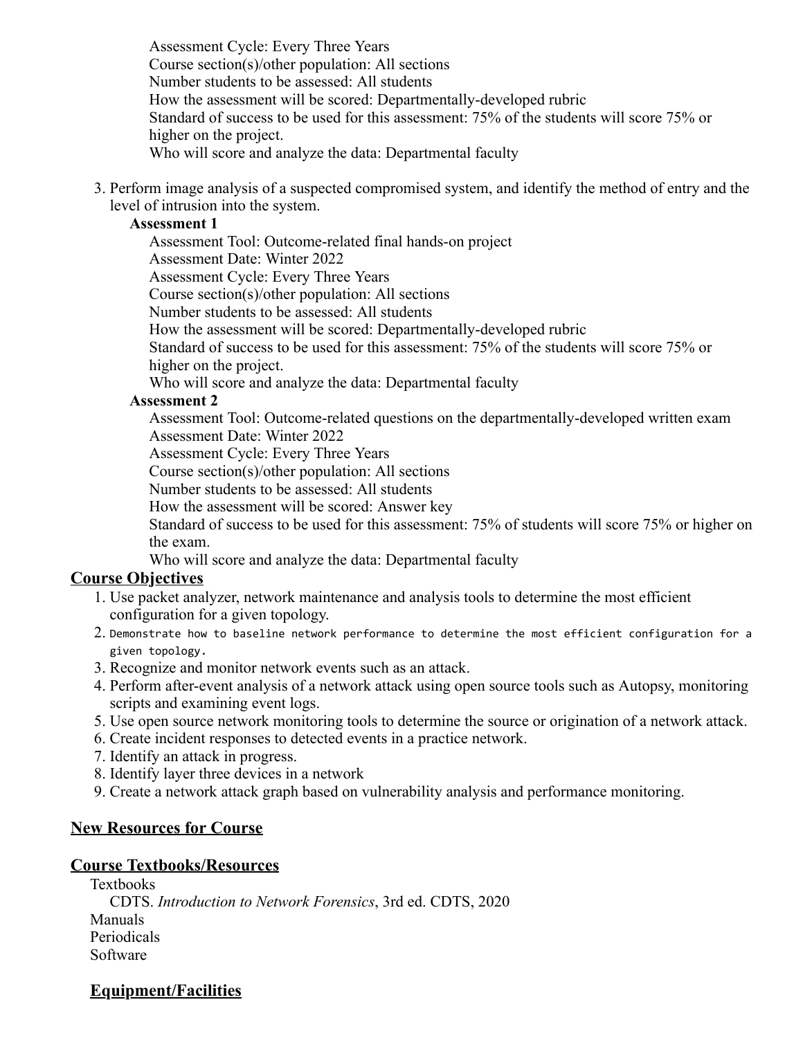Assessment Cycle: Every Three Years
Course section(s)/other population: All sections
Number students to be assessed: All students
How the assessment will be scored: Departmentally-developed rubric
Standard of success to be used for this assessment: 75% of the students will score 75% or higher on the project.
Who will score and analyze the data: Departmental faculty

3. Perform image analysis of a suspected compromised system, and identify the method of entry and the level of intrusion into the system.

   **Assessment 1**

   Assessment Tool: Outcome-related final hands-on project
   Assessment Date: Winter 2022
   Assessment Cycle: Every Three Years
   Course section(s)/other population: All sections
   Number students to be assessed: All students
   How the assessment will be scored: Departmentally-developed rubric
   Standard of success to be used for this assessment: 75% of the students will score 75% or higher on the project.
   Who will score and analyze the data: Departmental faculty

   **Assessment 2**

   Assessment Tool: Outcome-related questions on the departmentally-developed written exam
   Assessment Date: Winter 2022
   Assessment Cycle: Every Three Years
   Course section(s)/other population: All sections
   Number students to be assessed: All students
   How the assessment will be scored: Answer key
   Standard of success to be used for this assessment: 75% of students will score 75% or higher on the exam.
   Who will score and analyze the data: Departmental faculty

## Course Objectives

1. Use packet analyzer, network maintenance and analysis tools to determine the most efficient configuration for a given topology.
2. Demonstrate how to baseline network performance to determine the most efficient configuration for a given topology.
3. Recognize and monitor network events such as an attack.
4. Perform after-event analysis of a network attack using open source tools such as Autopsy, monitoring scripts and examining event logs.
5. Use open source network monitoring tools to determine the source or origination of a network attack.
6. Create incident responses to detected events in a practice network.
7. Identify an attack in progress.
8. Identify layer three devices in a network
9. Create a network attack graph based on vulnerability analysis and performance monitoring.

## New Resources for Course

## Course Textbooks/Resources

Textbooks

CDTS. *Introduction to Network Forensics*, 3rd ed. CDTS, 2020

Manuals

Periodicals

Software

## Equipment/Facilities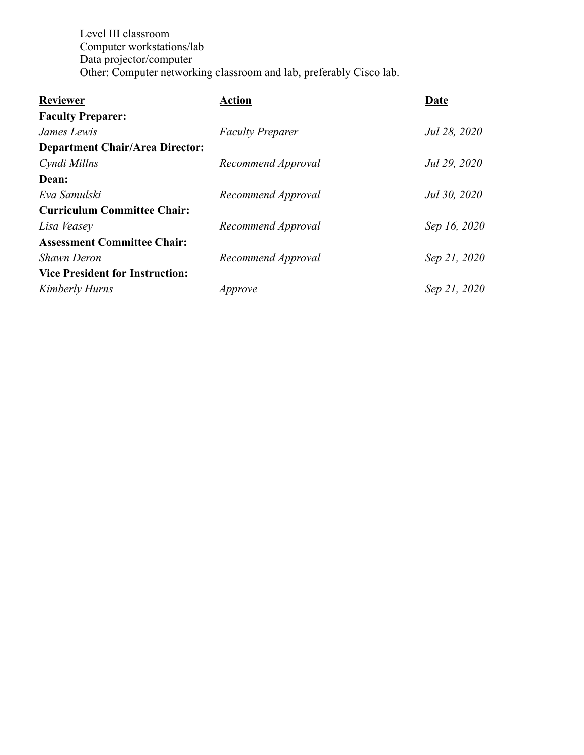Level III classroom
Computer workstations/lab
Data projector/computer
Other: Computer networking classroom and lab, preferably Cisco lab.

| Reviewer | Action | Date |
|---|---|---|
| **Faculty Preparer:** | | |
| *James Lewis* | *Faculty Preparer* | *Jul 28, 2020* |
| **Department Chair/Area Director:** | | |
| *Cyndi Millns* | *Recommend Approval* | *Jul 29, 2020* |
| **Dean:** | | |
| *Eva Samulski* | *Recommend Approval* | *Jul 30, 2020* |
| **Curriculum Committee Chair:** | | |
| *Lisa Veasey* | *Recommend Approval* | *Sep 16, 2020* |
| **Assessment Committee Chair:** | | |
| *Shawn Deron* | *Recommend Approval* | *Sep 21, 2020* |
| **Vice President for Instruction:** | | |
| *Kimberly Hurns* | *Approve* | *Sep 21, 2020* |